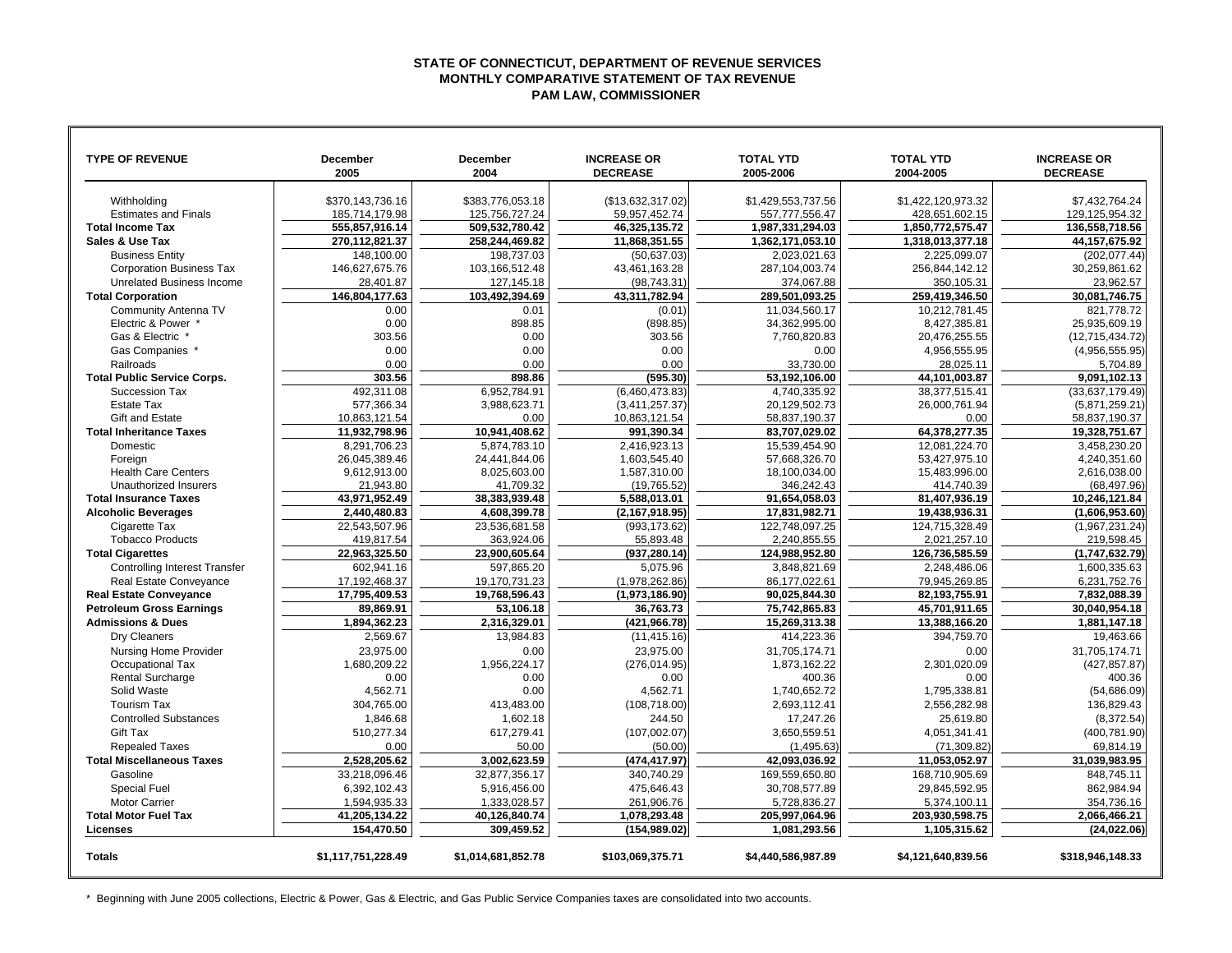# STATE OF CONNECTICUT, DEPARTMENT OF REVENUE SERVICES
## MONTHLY COMPARATIVE STATEMENT OF TAX REVENUE
### PAM LAW, COMMISSIONER

| TYPE OF REVENUE | December 2005 | December 2004 | INCREASE OR DECREASE | TOTAL YTD 2005-2006 | TOTAL YTD 2004-2005 | INCREASE OR DECREASE |
|---|---|---|---|---|---|---|
| Withholding | $370,143,736.16 | $383,776,053.18 | ($13,632,317.02) | $1,429,553,737.56 | $1,422,120,973.32 | $7,432,764.24 |
| Estimates and Finals | 185,714,179.98 | 125,756,727.24 | 59,957,452.74 | 557,777,556.47 | 428,651,602.15 | 129,125,954.32 |
| **Total Income Tax** | **555,857,916.14** | **509,532,780.42** | **46,325,135.72** | **1,987,331,294.03** | **1,850,772,575.47** | **136,558,718.56** |
| **Sales & Use Tax** | **270,112,821.37** | **258,244,469.82** | **11,868,351.55** | **1,362,171,053.10** | **1,318,013,377.18** | **44,157,675.92** |
| Business Entity | 148,100.00 | 198,737.03 | (50,637.03) | 2,023,021.63 | 2,225,099.07 | (202,077.44) |
| Corporation Business Tax | 146,627,675.76 | 103,166,512.48 | 43,461,163.28 | 287,104,003.74 | 256,844,142.12 | 30,259,861.62 |
| Unrelated Business Income | 28,401.87 | 127,145.18 | (98,743.31) | 374,067.88 | 350,105.31 | 23,962.57 |
| **Total Corporation** | **146,804,177.63** | **103,492,394.69** | **43,311,782.94** | **289,501,093.25** | **259,419,346.50** | **30,081,746.75** |
| Community Antenna TV | 0.00 | 0.01 | (0.01) | 11,034,560.17 | 10,212,781.45 | 821,778.72 |
| Electric & Power * | 0.00 | 898.85 | (898.85) | 34,362,995.00 | 8,427,385.81 | 25,935,609.19 |
| Gas & Electric * | 303.56 | 0.00 | 303.56 | 7,760,820.83 | 20,476,255.55 | (12,715,434.72) |
| Gas Companies * | 0.00 | 0.00 | 0.00 | 0.00 | 4,956,555.95 | (4,956,555.95) |
| Railroads | 0.00 | 0.00 | 0.00 | 33,730.00 | 28,025.11 | 5,704.89 |
| **Total Public Service Corps.** | **303.56** | **898.86** | **(595.30)** | **53,192,106.00** | **44,101,003.87** | **9,091,102.13** |
| Succession Tax | 492,311.08 | 6,952,784.91 | (6,460,473.83) | 4,740,335.92 | 38,377,515.41 | (33,637,179.49) |
| Estate Tax | 577,366.34 | 3,988,623.71 | (3,411,257.37) | 20,129,502.73 | 26,000,761.94 | (5,871,259.21) |
| Gift and Estate | 10,863,121.54 | 0.00 | 10,863,121.54 | 58,837,190.37 | 0.00 | 58,837,190.37 |
| **Total Inheritance Taxes** | **11,932,798.96** | **10,941,408.62** | **991,390.34** | **83,707,029.02** | **64,378,277.35** | **19,328,751.67** |
| Domestic | 8,291,706.23 | 5,874,783.10 | 2,416,923.13 | 15,539,454.90 | 12,081,224.70 | 3,458,230.20 |
| Foreign | 26,045,389.46 | 24,441,844.06 | 1,603,545.40 | 57,668,326.70 | 53,427,975.10 | 4,240,351.60 |
| Health Care Centers | 9,612,913.00 | 8,025,603.00 | 1,587,310.00 | 18,100,034.00 | 15,483,996.00 | 2,616,038.00 |
| Unauthorized Insurers | 21,943.80 | 41,709.32 | (19,765.52) | 346,242.43 | 414,740.39 | (68,497.96) |
| **Total Insurance Taxes** | **43,971,952.49** | **38,383,939.48** | **5,588,013.01** | **91,654,058.03** | **81,407,936.19** | **10,246,121.84** |
| **Alcoholic Beverages** | **2,440,480.83** | **4,608,399.78** | **(2,167,918.95)** | **17,831,982.71** | **19,438,936.31** | **(1,606,953.60)** |
| Cigarette Tax | 22,543,507.96 | 23,536,681.58 | (993,173.62) | 122,748,097.25 | 124,715,328.49 | (1,967,231.24) |
| Tobacco Products | 419,817.54 | 363,924.06 | 55,893.48 | 2,240,855.55 | 2,021,257.10 | 219,598.45 |
| **Total Cigarettes** | **22,963,325.50** | **23,900,605.64** | **(937,280.14)** | **124,988,952.80** | **126,736,585.59** | **(1,747,632.79)** |
| Controlling Interest Transfer | 602,941.16 | 597,865.20 | 5,075.96 | 3,848,821.69 | 2,248,486.06 | 1,600,335.63 |
| Real Estate Conveyance | 17,192,468.37 | 19,170,731.23 | (1,978,262.86) | 86,177,022.61 | 79,945,269.85 | 6,231,752.76 |
| **Real Estate Conveyance** | **17,795,409.53** | **19,768,596.43** | **(1,973,186.90)** | **90,025,844.30** | **82,193,755.91** | **7,832,088.39** |
| **Petroleum Gross Earnings** | **89,869.91** | **53,106.18** | **36,763.73** | **75,742,865.83** | **45,701,911.65** | **30,040,954.18** |
| **Admissions & Dues** | **1,894,362.23** | **2,316,329.01** | **(421,966.78)** | **15,269,313.38** | **13,388,166.20** | **1,881,147.18** |
| Dry Cleaners | 2,569.67 | 13,984.83 | (11,415.16) | 414,223.36 | 394,759.70 | 19,463.66 |
| Nursing Home Provider | 23,975.00 | 0.00 | 23,975.00 | 31,705,174.71 | 0.00 | 31,705,174.71 |
| Occupational Tax | 1,680,209.22 | 1,956,224.17 | (276,014.95) | 1,873,162.22 | 2,301,020.09 | (427,857.87) |
| Rental Surcharge | 0.00 | 0.00 | 0.00 | 400.36 | 0.00 | 400.36 |
| Solid Waste | 4,562.71 | 0.00 | 4,562.71 | 1,740,652.72 | 1,795,338.81 | (54,686.09) |
| Tourism Tax | 304,765.00 | 413,483.00 | (108,718.00) | 2,693,112.41 | 2,556,282.98 | 136,829.43 |
| Controlled Substances | 1,846.68 | 1,602.18 | 244.50 | 17,247.26 | 25,619.80 | (8,372.54) |
| Gift Tax | 510,277.34 | 617,279.41 | (107,002.07) | 3,650,559.51 | 4,051,341.41 | (400,781.90) |
| Repealed Taxes | 0.00 | 50.00 | (50.00) | (1,495.63) | (71,309.82) | 69,814.19 |
| **Total Miscellaneous Taxes** | **2,528,205.62** | **3,002,623.59** | **(474,417.97)** | **42,093,036.92** | **11,053,052.97** | **31,039,983.95** |
| Gasoline | 33,218,096.46 | 32,877,356.17 | 340,740.29 | 169,559,650.80 | 168,710,905.69 | 848,745.11 |
| Special Fuel | 6,392,102.43 | 5,916,456.00 | 475,646.43 | 30,708,577.89 | 29,845,592.95 | 862,984.94 |
| Motor Carrier | 1,594,935.33 | 1,333,028.57 | 261,906.76 | 5,728,836.27 | 5,374,100.11 | 354,736.16 |
| **Total Motor Fuel Tax** | **41,205,134.22** | **40,126,840.74** | **1,078,293.48** | **205,997,064.96** | **203,930,598.75** | **2,066,466.21** |
| **Licenses** | **154,470.50** | **309,459.52** | **(154,989.02)** | **1,081,293.56** | **1,105,315.62** | **(24,022.06)** |
| **Totals** | **$1,117,751,228.49** | **$1,014,681,852.78** | **$103,069,375.71** | **$4,440,586,987.89** | **$4,121,640,839.56** | **$318,946,148.33** |

* Beginning with June 2005 collections, Electric & Power, Gas & Electric, and Gas Public Service Companies taxes are consolidated into two accounts.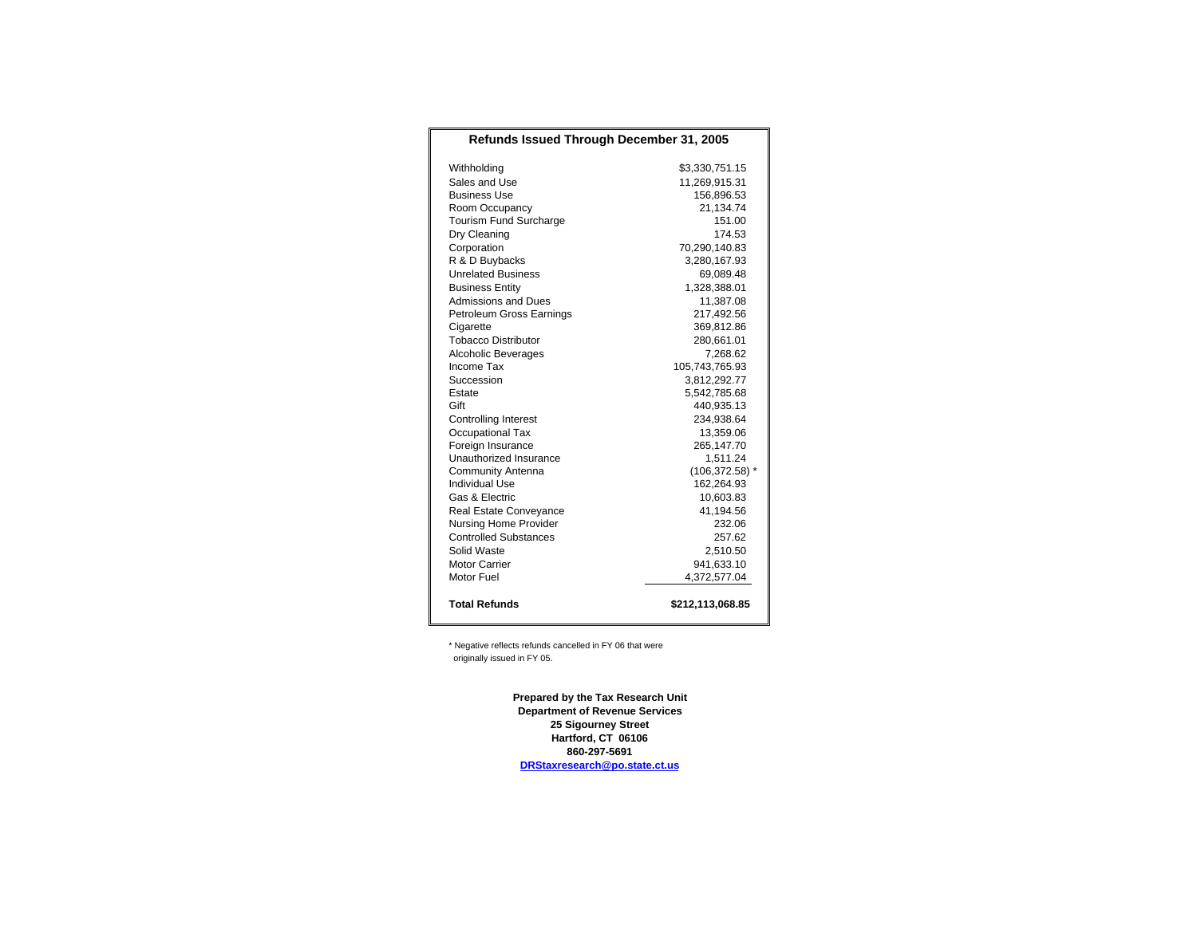## Refunds Issued Through December 31, 2005

| | |
|---|---|
| Withholding | $3,330,751.15 |
| Sales and Use | 11,269,915.31 |
| Business Use | 156,896.53 |
| Room Occupancy | 21,134.74 |
| Tourism Fund Surcharge | 151.00 |
| Dry Cleaning | 174.53 |
| Corporation | 70,290,140.83 |
| R & D Buybacks | 3,280,167.93 |
| Unrelated Business | 69,089.48 |
| Business Entity | 1,328,388.01 |
| Admissions and Dues | 11,387.08 |
| Petroleum Gross Earnings | 217,492.56 |
| Cigarette | 369,812.86 |
| Tobacco Distributor | 280,661.01 |
| Alcoholic Beverages | 7,268.62 |
| Income Tax | 105,743,765.93 |
| Succession | 3,812,292.77 |
| Estate | 5,542,785.68 |
| Gift | 440,935.13 |
| Controlling Interest | 234,938.64 |
| Occupational Tax | 13,359.06 |
| Foreign Insurance | 265,147.70 |
| Unauthorized Insurance | 1,511.24 |
| Community Antenna | (106,372.58) * |
| Individual Use | 162,264.93 |
| Gas & Electric | 10,603.83 |
| Real Estate Conveyance | 41,194.56 |
| Nursing Home Provider | 232.06 |
| Controlled Substances | 257.62 |
| Solid Waste | 2,510.50 |
| Motor Carrier | 941,633.10 |
| Motor Fuel | 4,372,577.04 |
| **Total Refunds** | **$212,113,068.85** |

* Negative reflects refunds cancelled in FY 06 that were originally issued in FY 05.

**Prepared by the Tax Research Unit**
**Department of Revenue Services**
**25 Sigourney Street**
**Hartford, CT 06106**
**860-297-5691**
**DRStaxresearch@po.state.ct.us**